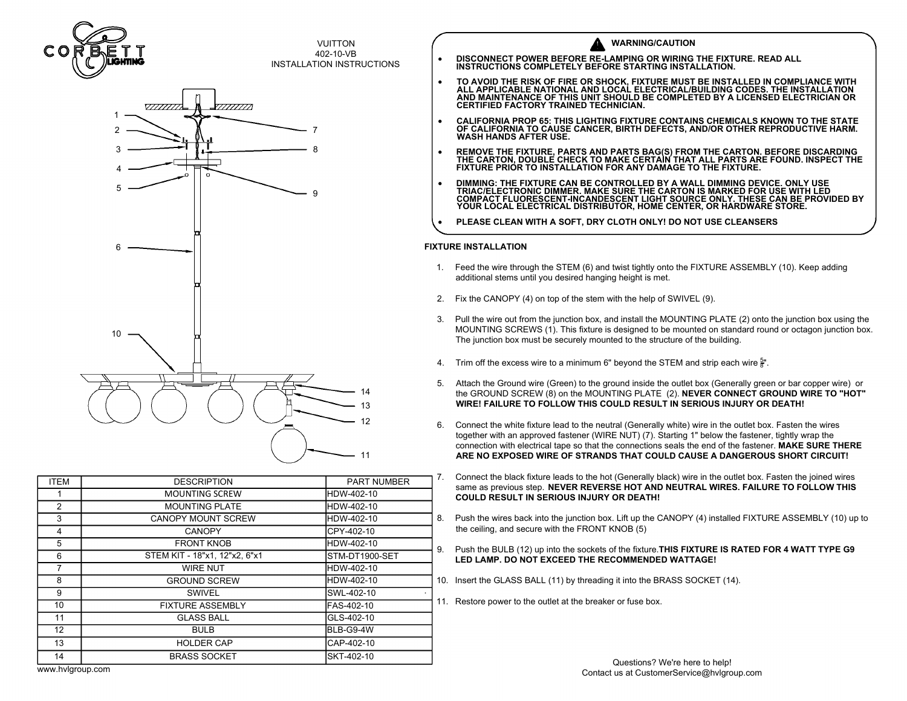CORBETT LIGHTING

VUITTON
402-10-VB
INSTALLATION INSTRUCTIONS

| ITEM | DESCRIPTION | PART NUMBER |
|---|---|---|
| 1 | MOUNTING SCREW | HDW-402-10 |
| 2 | MOUNTING PLATE | HDW-402-10 |
| 3 | CANOPY MOUNT SCREW | HDW-402-10 |
| 4 | CANOPY | CPY-402-10 |
| 5 | FRONT KNOB | HDW-402-10 |
| 6 | STEM KIT - 18"x1, 12"x2, 6"x1 | STM-DT1900-SET |
| 7 | WIRE NUT | HDW-402-10 |
| 8 | GROUND SCREW | HDW-402-10 |
| 9 | SWIVEL | SWL-402-10 |
| 10 | FIXTURE ASSEMBLY | FAS-402-10 |
| 11 | GLASS BALL | GLS-402-10 |
| 12 | BULB | BLB-G9-4W |
| 13 | HOLDER CAP | CAP-402-10 |
| 14 | BRASS SOCKET | SKT-402-10 |

www.hvlgroup.com

## WARNING/CAUTION

- **DISCONNECT POWER BEFORE RE-LAMPING OR WIRING THE FIXTURE. READ ALL INSTRUCTIONS COMPLETELY BEFORE STARTING INSTALLATION.**
- **TO AVOID THE RISK OF FIRE OR SHOCK, FIXTURE MUST BE INSTALLED IN COMPLIANCE WITH ALL APPLICABLE NATIONAL AND LOCAL ELECTRICAL/BUILDING CODES. THE INSTALLATION AND MAINTENANCE OF THIS UNIT SHOULD BE COMPLETED BY A LICENSED ELECTRICIAN OR CERTIFIED FACTORY TRAINED TECHNICIAN.**
- **CALIFORNIA PROP 65: THIS LIGHTING FIXTURE CONTAINS CHEMICALS KNOWN TO THE STATE OF CALIFORNIA TO CAUSE CANCER, BIRTH DEFECTS, AND/OR OTHER REPRODUCTIVE HARM. WASH HANDS AFTER USE.**
- **REMOVE THE FIXTURE, PARTS AND PARTS BAG(S) FROM THE CARTON. BEFORE DISCARDING THE CARTON, DOUBLE CHECK TO MAKE CERTAIN THAT ALL PARTS ARE FOUND. INSPECT THE FIXTURE PRIOR TO INSTALLATION FOR ANY DAMAGE TO THE FIXTURE.**
- **DIMMING: THE FIXTURE CAN BE CONTROLLED BY A WALL DIMMING DEVICE. ONLY USE TRIAC/ELECTRONIC DIMMER. MAKE SURE THE CARTON IS MARKED FOR USE WITH LED COMPACT FLUORESCENT-INCANDESCENT LIGHT SOURCE ONLY. THESE CAN BE PROVIDED BY YOUR LOCAL ELECTRICAL DISTRIBUTOR, HOME CENTER, OR HARDWARE STORE.**
- **PLEASE CLEAN WITH A SOFT, DRY CLOTH ONLY! DO NOT USE CLEANSERS**

## FIXTURE INSTALLATION

1. Feed the wire through the STEM (6) and twist tightly onto the FIXTURE ASSEMBLY (10). Keep adding additional stems until you desired hanging height is met.
2. Fix the CANOPY (4) on top of the stem with the help of SWIVEL (9).
3. Pull the wire out from the junction box, and install the MOUNTING PLATE (2) onto the junction box using the MOUNTING SCREWS (1). This fixture is designed to be mounted on standard round or octagon junction box. The junction box must be securely mounted to the structure of the building.
4. Trim off the excess wire to a minimum 6" beyond the STEM and strip each wire 5/8".
5. Attach the Ground wire (Green) to the ground inside the outlet box (Generally green or bar copper wire) or the GROUND SCREW (8) on the MOUNTING PLATE (2). **NEVER CONNECT GROUND WIRE TO "HOT" WIRE! FAILURE TO FOLLOW THIS COULD RESULT IN SERIOUS INJURY OR DEATH!**
6. Connect the white fixture lead to the neutral (Generally white) wire in the outlet box. Fasten the wires together with an approved fastener (WIRE NUT) (7). Starting 1" below the fastener, tightly wrap the connection with electrical tape so that the connections seals the end of the fastener. **MAKE SURE THERE ARE NO EXPOSED WIRE OF STRANDS THAT COULD CAUSE A DANGEROUS SHORT CIRCUIT!**
7. Connect the black fixture leads to the hot (Generally black) wire in the outlet box. Fasten the joined wires same as previous step. **NEVER REVERSE HOT AND NEUTRAL WIRES. FAILURE TO FOLLOW THIS COULD RESULT IN SERIOUS INJURY OR DEATH!**
8. Push the wires back into the junction box. Lift up the CANOPY (4) installed FIXTURE ASSEMBLY (10) up to the ceiling, and secure with the FRONT KNOB (5)
9. Push the BULB (12) up into the sockets of the fixture.**THIS FIXTURE IS RATED FOR 4 WATT TYPE G9 LED LAMP. DO NOT EXCEED THE RECOMMENDED WATTAGE!**
10. Insert the GLASS BALL (11) by threading it into the BRASS SOCKET (14).
11. Restore power to the outlet at the breaker or fuse box.

Questions? We're here to help!
Contact us at CustomerService@hvlgroup.com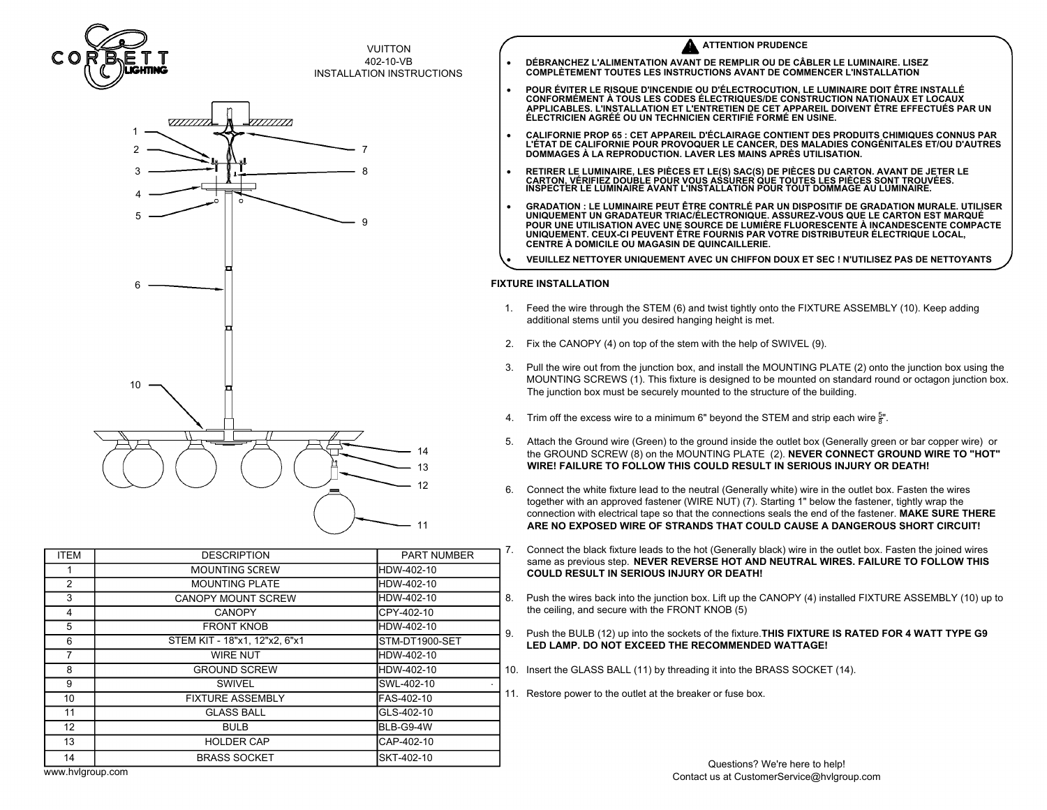VUITTON
402-10-VB
INSTALLATION INSTRUCTIONS

1
2
3
4
5
6
7
8
9
10
14
13
12
11

| ITEM | DESCRIPTION | PART NUMBER |
|---|---|---|
| 1 | MOUNTING SCREW | HDW-402-10 |
| 2 | MOUNTING PLATE | HDW-402-10 |
| 3 | CANOPY MOUNT SCREW | HDW-402-10 |
| 4 | CANOPY | CPY-402-10 |
| 5 | FRONT KNOB | HDW-402-10 |
| 6 | STEM KIT - 18"x1, 12"x2, 6"x1 | STM-DT1900-SET |
| 7 | WIRE NUT | HDW-402-10 |
| 8 | GROUND SCREW | HDW-402-10 |
| 9 | SWIVEL | SWL-402-10 |
| 10 | FIXTURE ASSEMBLY | FAS-402-10 |
| 11 | GLASS BALL | GLS-402-10 |
| 12 | BULB | BLB-G9-4W |
| 13 | HOLDER CAP | CAP-402-10 |
| 14 | BRASS SOCKET | SKT-402-10 |

www.hvlgroup.com

**ATTENTION PRUDENCE**

- **DÉBRANCHEZ L'ALIMENTATION AVANT DE REMPLIR OU DE CÂBLER LE LUMINAIRE. LISEZ COMPLÈTEMENT TOUTES LES INSTRUCTIONS AVANT DE COMMENCER L'INSTALLATION**
- **POUR ÉVITER LE RISQUE D'INCENDIE OU D'ÉLECTROCUTION, LE LUMINAIRE DOIT ÊTRE INSTALLÉ CONFORMÉMENT À TOUS LES CODES ÉLECTRIQUES/DE CONSTRUCTION NATIONAUX ET LOCAUX APPLICABLES. L'INSTALLATION ET L'ENTRETIEN DE CET APPAREIL DOIVENT ÊTRE EFFECTUÉS PAR UN ÉLECTRICIEN AGRÉÉ OU UN TECHNICIEN CERTIFIÉ FORMÉ EN USINE.**
- **CALIFORNIE PROP 65 : CET APPAREIL D'ÉCLAIRAGE CONTIENT DES PRODUITS CHIMIQUES CONNUS PAR L'ÉTAT DE CALIFORNIE POUR PROVOQUER LE CANCER, DES MALADIES CONGÉNITALES ET/OU D'AUTRES DOMMAGES À LA REPRODUCTION. LAVER LES MAINS APRÈS UTILISATION.**
- **RETIRER LE LUMINAIRE, LES PIÈCES ET LE(S) SAC(S) DE PIÈCES DU CARTON. AVANT DE JETER LE CARTON, VÉRIFIEZ DOUBLE POUR VOUS ASSURER QUE TOUTES LES PIÈCES SONT TROUVÉES. INSPECTER LE LUMINAIRE AVANT L'INSTALLATION POUR TOUT DOMMAGE AU LUMINAIRE.**
- **GRADATION : LE LUMINAIRE PEUT ÊTRE CONTRLÉ PAR UN DISPOSITIF DE GRADATION MURALE. UTILISER UNIQUEMENT UN GRADATEUR TRIAC/ÉLECTRONIQUE. ASSUREZ-VOUS QUE LE CARTON EST MARQUÉ POUR UNE UTILISATION AVEC UNE SOURCE DE LUMIÈRE FLUORESCENTE À INCANDESCENTE COMPACTE UNIQUEMENT. CEUX-CI PEUVENT ÊTRE FOURNIS PAR VOTRE DISTRIBUTEUR ÉLECTRIQUE LOCAL, CENTRE À DOMICILE OU MAGASIN DE QUINCAILLERIE.**
- **VEUILLEZ NETTOYER UNIQUEMENT AVEC UN CHIFFON DOUX ET SEC ! N'UTILISEZ PAS DE NETTOYANTS**

**FIXTURE INSTALLATION**

1. Feed the wire through the STEM (6) and twist tightly onto the FIXTURE ASSEMBLY (10). Keep adding additional stems until you desired hanging height is met.
2. Fix the CANOPY (4) on top of the stem with the help of SWIVEL (9).
3. Pull the wire out from the junction box, and install the MOUNTING PLATE (2) onto the junction box using the MOUNTING SCREWS (1). This fixture is designed to be mounted on standard round or octagon junction box. The junction box must be securely mounted to the structure of the building.
4. Trim off the excess wire to a minimum 6" beyond the STEM and strip each wire $\frac{5}{8}$".
5. Attach the Ground wire (Green) to the ground inside the outlet box (Generally green or bar copper wire) or the GROUND SCREW (8) on the MOUNTING PLATE (2). **NEVER CONNECT GROUND WIRE TO "HOT" WIRE! FAILURE TO FOLLOW THIS COULD RESULT IN SERIOUS INJURY OR DEATH!**
6. Connect the white fixture lead to the neutral (Generally white) wire in the outlet box. Fasten the wires together with an approved fastener (WIRE NUT) (7). Starting 1" below the fastener, tightly wrap the connection with electrical tape so that the connections seals the end of the fastener. **MAKE SURE THERE ARE NO EXPOSED WIRE OF STRANDS THAT COULD CAUSE A DANGEROUS SHORT CIRCUIT!**
7. Connect the black fixture leads to the hot (Generally black) wire in the outlet box. Fasten the joined wires same as previous step. **NEVER REVERSE HOT AND NEUTRAL WIRES. FAILURE TO FOLLOW THIS COULD RESULT IN SERIOUS INJURY OR DEATH!**
8. Push the wires back into the junction box. Lift up the CANOPY (4) installed FIXTURE ASSEMBLY (10) up to the ceiling, and secure with the FRONT KNOB (5)
9. Push the BULB (12) up into the sockets of the fixture.**THIS FIXTURE IS RATED FOR 4 WATT TYPE G9 LED LAMP. DO NOT EXCEED THE RECOMMENDED WATTAGE!**
10. Insert the GLASS BALL (11) by threading it into the BRASS SOCKET (14).
11. Restore power to the outlet at the breaker or fuse box.

Questions? We're here to help!
Contact us at CustomerService@hvlgroup.com